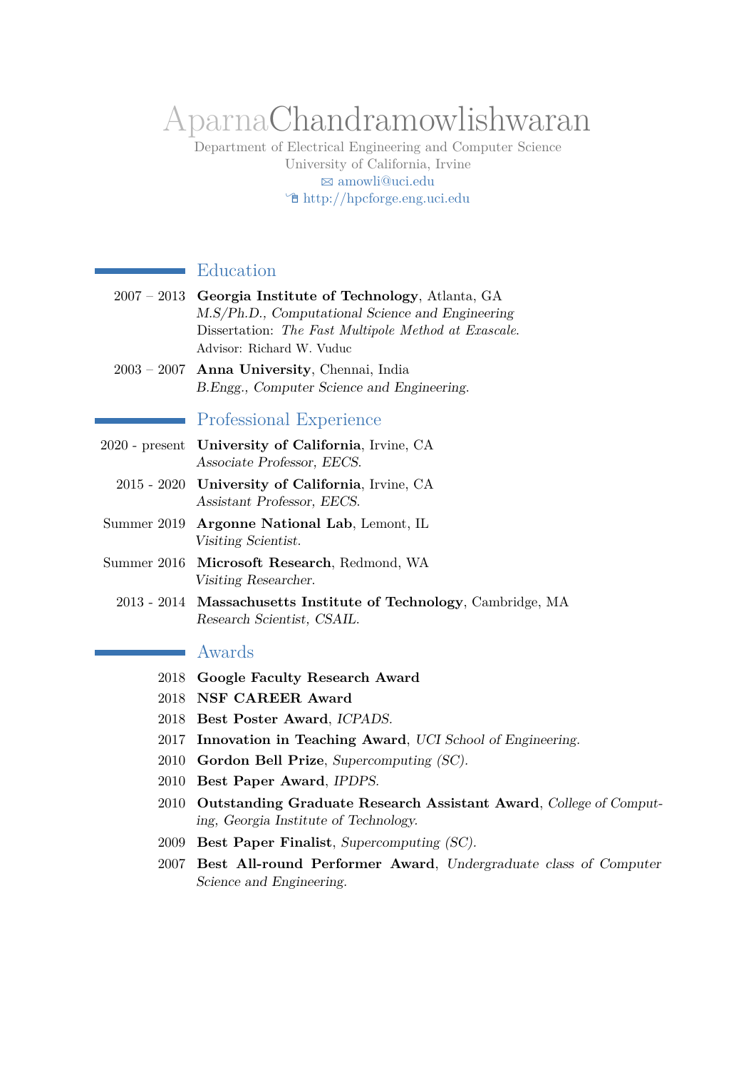# Aparna Chandramowlishwaran

Department of Electrical Engineering and Computer Science
University of California, Irvine
✉ amowli@uci.edu
🖱 http://hpcforge.eng.uci.edu

## Education

2007 – 2013 **Georgia Institute of Technology**, Atlanta, GA
*M.S/Ph.D., Computational Science and Engineering*
Dissertation: *The Fast Multipole Method at Exascale.*
Advisor: Richard W. Vuduc

2003 – 2007 **Anna University**, Chennai, India
*B.Engg., Computer Science and Engineering.*

## Professional Experience

2020 - present **University of California**, Irvine, CA
*Associate Professor, EECS.*

2015 - 2020 **University of California**, Irvine, CA
*Assistant Professor, EECS.*

Summer 2019 **Argonne National Lab**, Lemont, IL
*Visiting Scientist.*

Summer 2016 **Microsoft Research**, Redmond, WA
*Visiting Researcher.*

2013 - 2014 **Massachusetts Institute of Technology**, Cambridge, MA
*Research Scientist, CSAIL.*

## Awards

2018 **Google Faculty Research Award**

2018 **NSF CAREER Award**

2018 **Best Poster Award**, *ICPADS.*

2017 **Innovation in Teaching Award**, *UCI School of Engineering.*

2010 **Gordon Bell Prize**, *Supercomputing (SC).*

2010 **Best Paper Award**, *IPDPS.*

2010 **Outstanding Graduate Research Assistant Award**, *College of Computing, Georgia Institute of Technology.*

2009 **Best Paper Finalist**, *Supercomputing (SC).*

2007 **Best All-round Performer Award**, *Undergraduate class of Computer Science and Engineering.*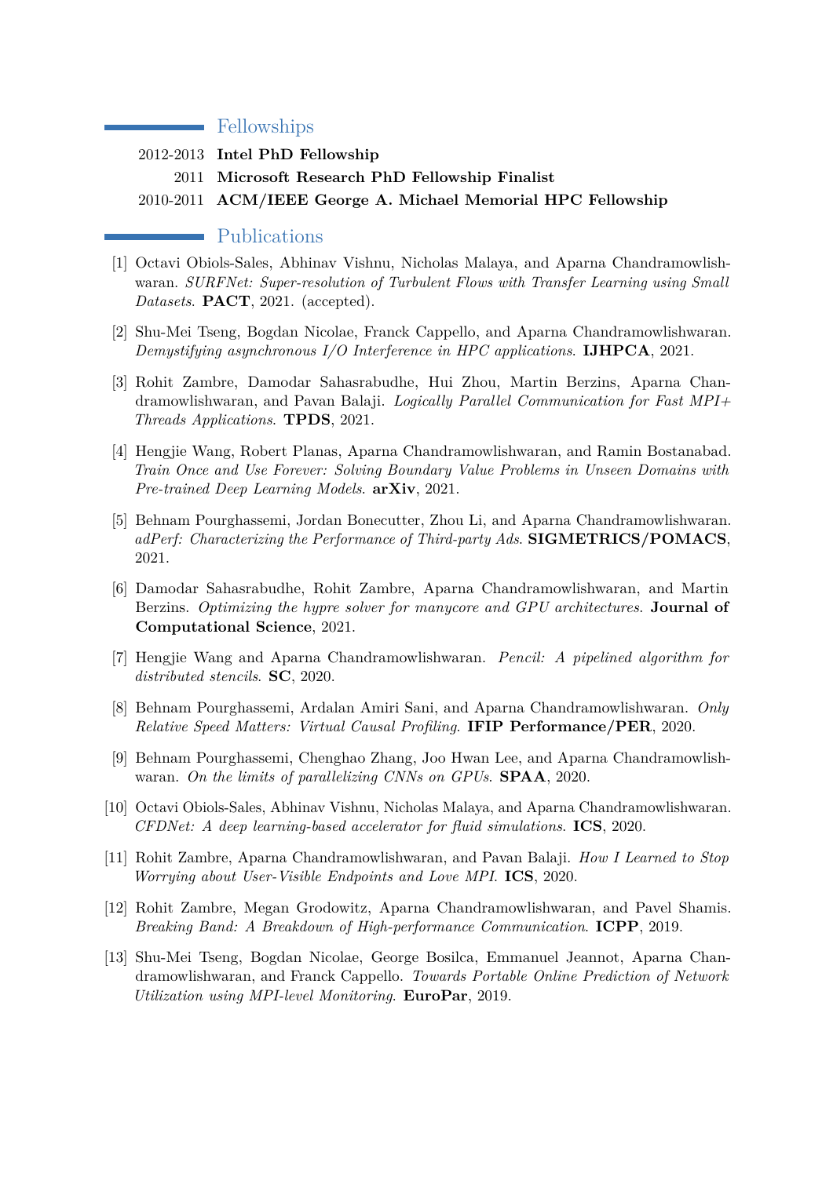## Fellowships

2012-2013 **Intel PhD Fellowship**

2011 **Microsoft Research PhD Fellowship Finalist**

2010-2011 **ACM/IEEE George A. Michael Memorial HPC Fellowship**

## Publications

[1] Octavi Obiols-Sales, Abhinav Vishnu, Nicholas Malaya, and Aparna Chandramowlishwaran. *SURFNet: Super-resolution of Turbulent Flows with Transfer Learning using Small Datasets*. **PACT**, 2021. (accepted).

[2] Shu-Mei Tseng, Bogdan Nicolae, Franck Cappello, and Aparna Chandramowlishwaran. *Demystifying asynchronous I/O Interference in HPC applications*. **IJHPCA**, 2021.

[3] Rohit Zambre, Damodar Sahasrabudhe, Hui Zhou, Martin Berzins, Aparna Chandramowlishwaran, and Pavan Balaji. *Logically Parallel Communication for Fast MPI+Threads Applications*. **TPDS**, 2021.

[4] Hengjie Wang, Robert Planas, Aparna Chandramowlishwaran, and Ramin Bostanabad. *Train Once and Use Forever: Solving Boundary Value Problems in Unseen Domains with Pre-trained Deep Learning Models*. **arXiv**, 2021.

[5] Behnam Pourghassemi, Jordan Bonecutter, Zhou Li, and Aparna Chandramowlishwaran. *adPerf: Characterizing the Performance of Third-party Ads*. **SIGMETRICS/POMACS**, 2021.

[6] Damodar Sahasrabudhe, Rohit Zambre, Aparna Chandramowlishwaran, and Martin Berzins. *Optimizing the hypre solver for manycore and GPU architectures*. **Journal of Computational Science**, 2021.

[7] Hengjie Wang and Aparna Chandramowlishwaran. *Pencil: A pipelined algorithm for distributed stencils*. **SC**, 2020.

[8] Behnam Pourghassemi, Ardalan Amiri Sani, and Aparna Chandramowlishwaran. *Only Relative Speed Matters: Virtual Causal Profiling*. **IFIP Performance/PER**, 2020.

[9] Behnam Pourghassemi, Chenghao Zhang, Joo Hwan Lee, and Aparna Chandramowlishwaran. *On the limits of parallelizing CNNs on GPUs*. **SPAA**, 2020.

[10] Octavi Obiols-Sales, Abhinav Vishnu, Nicholas Malaya, and Aparna Chandramowlishwaran. *CFDNet: A deep learning-based accelerator for fluid simulations*. **ICS**, 2020.

[11] Rohit Zambre, Aparna Chandramowlishwaran, and Pavan Balaji. *How I Learned to Stop Worrying about User-Visible Endpoints and Love MPI*. **ICS**, 2020.

[12] Rohit Zambre, Megan Grodowitz, Aparna Chandramowlishwaran, and Pavel Shamis. *Breaking Band: A Breakdown of High-performance Communication*. **ICPP**, 2019.

[13] Shu-Mei Tseng, Bogdan Nicolae, George Bosilca, Emmanuel Jeannot, Aparna Chandramowlishwaran, and Franck Cappello. *Towards Portable Online Prediction of Network Utilization using MPI-level Monitoring*. **EuroPar**, 2019.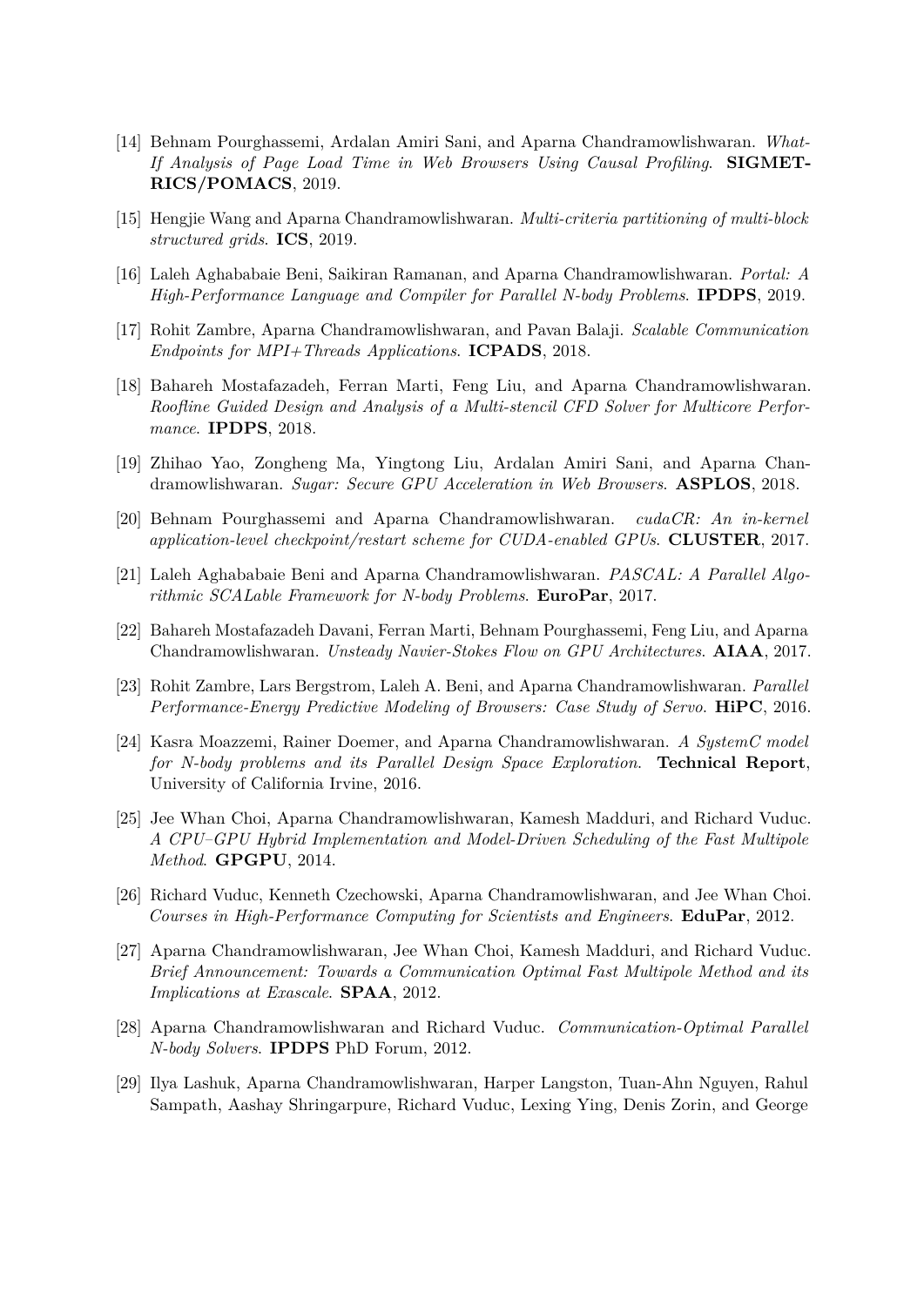[14] Behnam Pourghassemi, Ardalan Amiri Sani, and Aparna Chandramowlishwaran. *What-If Analysis of Page Load Time in Web Browsers Using Causal Profiling*. **SIGMETRICS/POMACS**, 2019.

[15] Hengjie Wang and Aparna Chandramowlishwaran. *Multi-criteria partitioning of multi-block structured grids*. **ICS**, 2019.

[16] Laleh Aghababaie Beni, Saikiran Ramanan, and Aparna Chandramowlishwaran. *Portal: A High-Performance Language and Compiler for Parallel N-body Problems*. **IPDPS**, 2019.

[17] Rohit Zambre, Aparna Chandramowlishwaran, and Pavan Balaji. *Scalable Communication Endpoints for MPI+Threads Applications*. **ICPADS**, 2018.

[18] Bahareh Mostafazadeh, Ferran Marti, Feng Liu, and Aparna Chandramowlishwaran. *Roofline Guided Design and Analysis of a Multi-stencil CFD Solver for Multicore Performance*. **IPDPS**, 2018.

[19] Zhihao Yao, Zongheng Ma, Yingtong Liu, Ardalan Amiri Sani, and Aparna Chandramowlishwaran. *Sugar: Secure GPU Acceleration in Web Browsers*. **ASPLOS**, 2018.

[20] Behnam Pourghassemi and Aparna Chandramowlishwaran. *cudaCR: An in-kernel application-level checkpoint/restart scheme for CUDA-enabled GPUs*. **CLUSTER**, 2017.

[21] Laleh Aghababaie Beni and Aparna Chandramowlishwaran. *PASCAL: A Parallel Algorithmic SCALable Framework for N-body Problems*. **EuroPar**, 2017.

[22] Bahareh Mostafazadeh Davani, Ferran Marti, Behnam Pourghassemi, Feng Liu, and Aparna Chandramowlishwaran. *Unsteady Navier-Stokes Flow on GPU Architectures*. **AIAA**, 2017.

[23] Rohit Zambre, Lars Bergstrom, Laleh A. Beni, and Aparna Chandramowlishwaran. *Parallel Performance-Energy Predictive Modeling of Browsers: Case Study of Servo*. **HiPC**, 2016.

[24] Kasra Moazzemi, Rainer Doemer, and Aparna Chandramowlishwaran. *A SystemC model for N-body problems and its Parallel Design Space Exploration*. **Technical Report**, University of California Irvine, 2016.

[25] Jee Whan Choi, Aparna Chandramowlishwaran, Kamesh Madduri, and Richard Vuduc. *A CPU–GPU Hybrid Implementation and Model-Driven Scheduling of the Fast Multipole Method*. **GPGPU**, 2014.

[26] Richard Vuduc, Kenneth Czechowski, Aparna Chandramowlishwaran, and Jee Whan Choi. *Courses in High-Performance Computing for Scientists and Engineers*. **EduPar**, 2012.

[27] Aparna Chandramowlishwaran, Jee Whan Choi, Kamesh Madduri, and Richard Vuduc. *Brief Announcement: Towards a Communication Optimal Fast Multipole Method and its Implications at Exascale*. **SPAA**, 2012.

[28] Aparna Chandramowlishwaran and Richard Vuduc. *Communication-Optimal Parallel N-body Solvers*. **IPDPS** PhD Forum, 2012.

[29] Ilya Lashuk, Aparna Chandramowlishwaran, Harper Langston, Tuan-Ahn Nguyen, Rahul Sampath, Aashay Shringarpure, Richard Vuduc, Lexing Ying, Denis Zorin, and George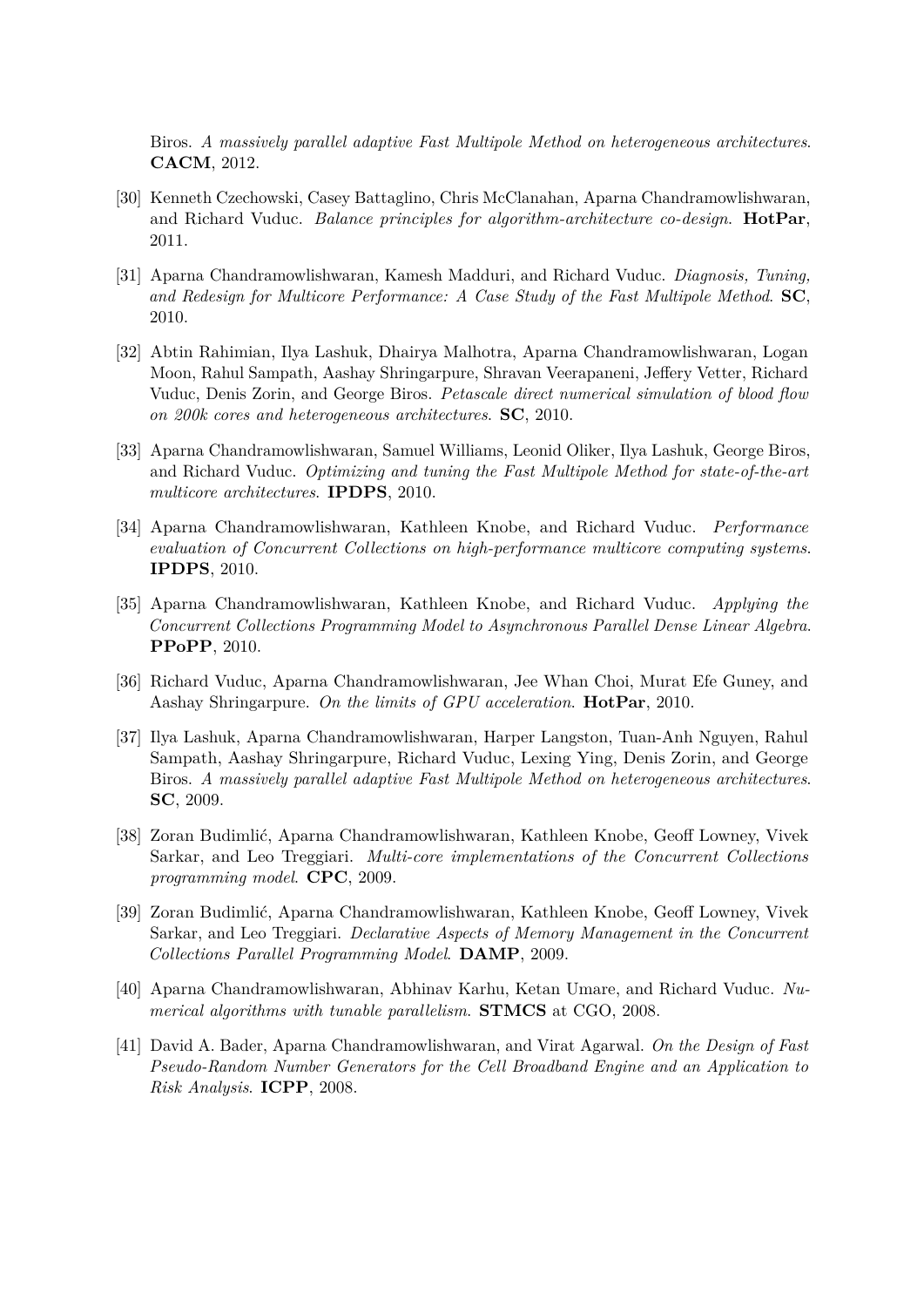Biros. *A massively parallel adaptive Fast Multipole Method on heterogeneous architectures*. **CACM**, 2012.

[30] Kenneth Czechowski, Casey Battaglino, Chris McClanahan, Aparna Chandramowlishwaran, and Richard Vuduc. *Balance principles for algorithm-architecture co-design*. **HotPar**, 2011.

[31] Aparna Chandramowlishwaran, Kamesh Madduri, and Richard Vuduc. *Diagnosis, Tuning, and Redesign for Multicore Performance: A Case Study of the Fast Multipole Method*. **SC**, 2010.

[32] Abtin Rahimian, Ilya Lashuk, Dhairya Malhotra, Aparna Chandramowlishwaran, Logan Moon, Rahul Sampath, Aashay Shringarpure, Shravan Veerapaneni, Jeffery Vetter, Richard Vuduc, Denis Zorin, and George Biros. *Petascale direct numerical simulation of blood flow on 200k cores and heterogeneous architectures*. **SC**, 2010.

[33] Aparna Chandramowlishwaran, Samuel Williams, Leonid Oliker, Ilya Lashuk, George Biros, and Richard Vuduc. *Optimizing and tuning the Fast Multipole Method for state-of-the-art multicore architectures*. **IPDPS**, 2010.

[34] Aparna Chandramowlishwaran, Kathleen Knobe, and Richard Vuduc. *Performance evaluation of Concurrent Collections on high-performance multicore computing systems*. **IPDPS**, 2010.

[35] Aparna Chandramowlishwaran, Kathleen Knobe, and Richard Vuduc. *Applying the Concurrent Collections Programming Model to Asynchronous Parallel Dense Linear Algebra*. **PPoPP**, 2010.

[36] Richard Vuduc, Aparna Chandramowlishwaran, Jee Whan Choi, Murat Efe Guney, and Aashay Shringarpure. *On the limits of GPU acceleration*. **HotPar**, 2010.

[37] Ilya Lashuk, Aparna Chandramowlishwaran, Harper Langston, Tuan-Anh Nguyen, Rahul Sampath, Aashay Shringarpure, Richard Vuduc, Lexing Ying, Denis Zorin, and George Biros. *A massively parallel adaptive Fast Multipole Method on heterogeneous architectures*. **SC**, 2009.

[38] Zoran Budimlić, Aparna Chandramowlishwaran, Kathleen Knobe, Geoff Lowney, Vivek Sarkar, and Leo Treggiari. *Multi-core implementations of the Concurrent Collections programming model*. **CPC**, 2009.

[39] Zoran Budimlić, Aparna Chandramowlishwaran, Kathleen Knobe, Geoff Lowney, Vivek Sarkar, and Leo Treggiari. *Declarative Aspects of Memory Management in the Concurrent Collections Parallel Programming Model*. **DAMP**, 2009.

[40] Aparna Chandramowlishwaran, Abhinav Karhu, Ketan Umare, and Richard Vuduc. *Numerical algorithms with tunable parallelism*. **STMCS** at CGO, 2008.

[41] David A. Bader, Aparna Chandramowlishwaran, and Virat Agarwal. *On the Design of Fast Pseudo-Random Number Generators for the Cell Broadband Engine and an Application to Risk Analysis*. **ICPP**, 2008.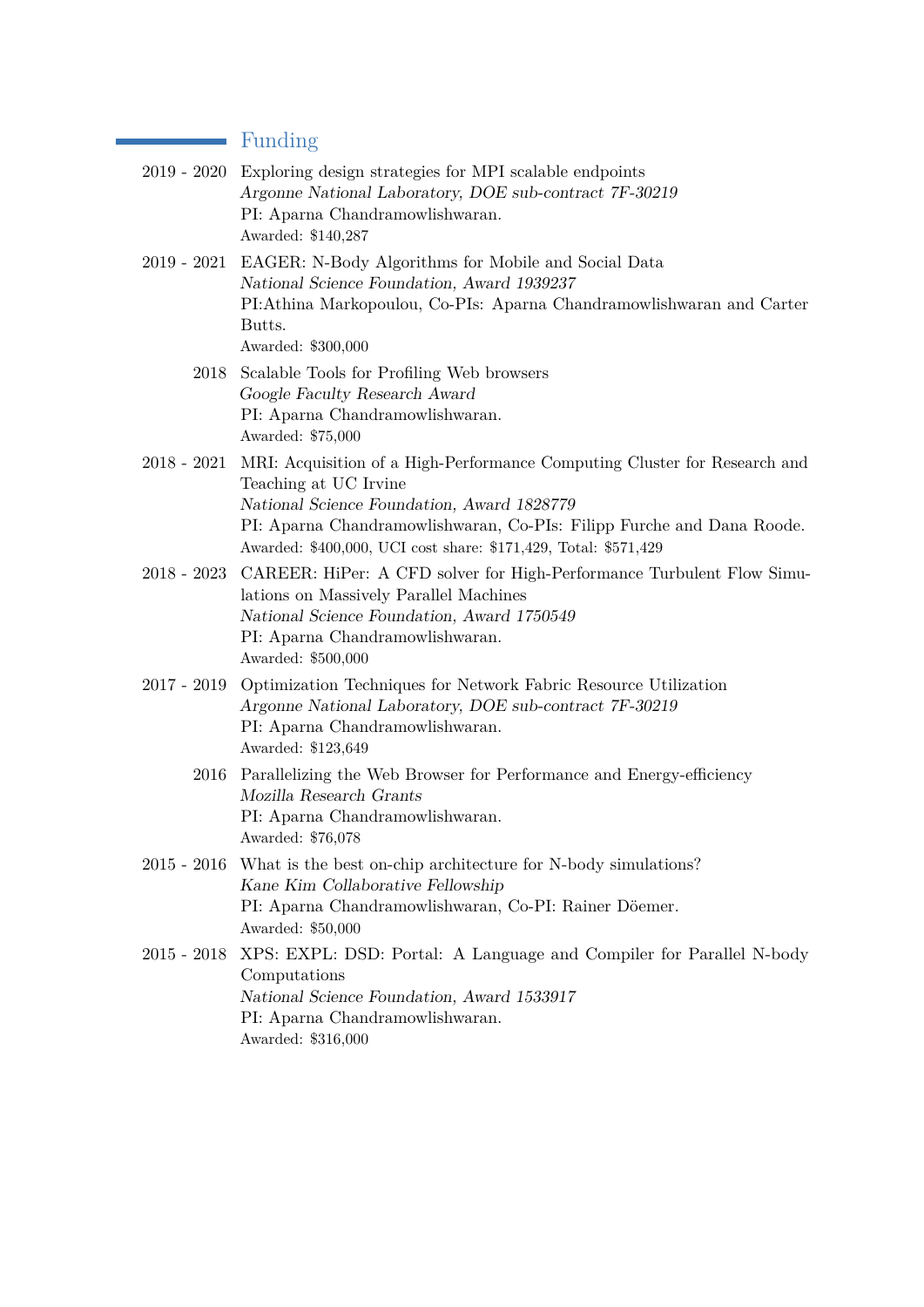## Funding

**2019 - 2020** Exploring design strategies for MPI scalable endpoints
*Argonne National Laboratory, DOE sub-contract 7F-30219*
PI: Aparna Chandramowlishwaran.
Awarded: $140,287

**2019 - 2021** EAGER: N-Body Algorithms for Mobile and Social Data
*National Science Foundation, Award 1939237*
PI:Athina Markopoulou, Co-PIs: Aparna Chandramowlishwaran and Carter Butts.
Awarded: $300,000

**2018** Scalable Tools for Profiling Web browsers
*Google Faculty Research Award*
PI: Aparna Chandramowlishwaran.
Awarded: $75,000

**2018 - 2021** MRI: Acquisition of a High-Performance Computing Cluster for Research and Teaching at UC Irvine
*National Science Foundation, Award 1828779*
PI: Aparna Chandramowlishwaran, Co-PIs: Filipp Furche and Dana Roode.
Awarded: $400,000, UCI cost share: $171,429, Total: $571,429

**2018 - 2023** CAREER: HiPer: A CFD solver for High-Performance Turbulent Flow Simulations on Massively Parallel Machines
*National Science Foundation, Award 1750549*
PI: Aparna Chandramowlishwaran.
Awarded: $500,000

**2017 - 2019** Optimization Techniques for Network Fabric Resource Utilization
*Argonne National Laboratory, DOE sub-contract 7F-30219*
PI: Aparna Chandramowlishwaran.
Awarded: $123,649

**2016** Parallelizing the Web Browser for Performance and Energy-efficiency
*Mozilla Research Grants*
PI: Aparna Chandramowlishwaran.
Awarded: $76,078

**2015 - 2016** What is the best on-chip architecture for N-body simulations?
*Kane Kim Collaborative Fellowship*
PI: Aparna Chandramowlishwaran, Co-PI: Rainer Döemer.
Awarded: $50,000

**2015 - 2018** XPS: EXPL: DSD: Portal: A Language and Compiler for Parallel N-body Computations
*National Science Foundation, Award 1533917*
PI: Aparna Chandramowlishwaran.
Awarded: $316,000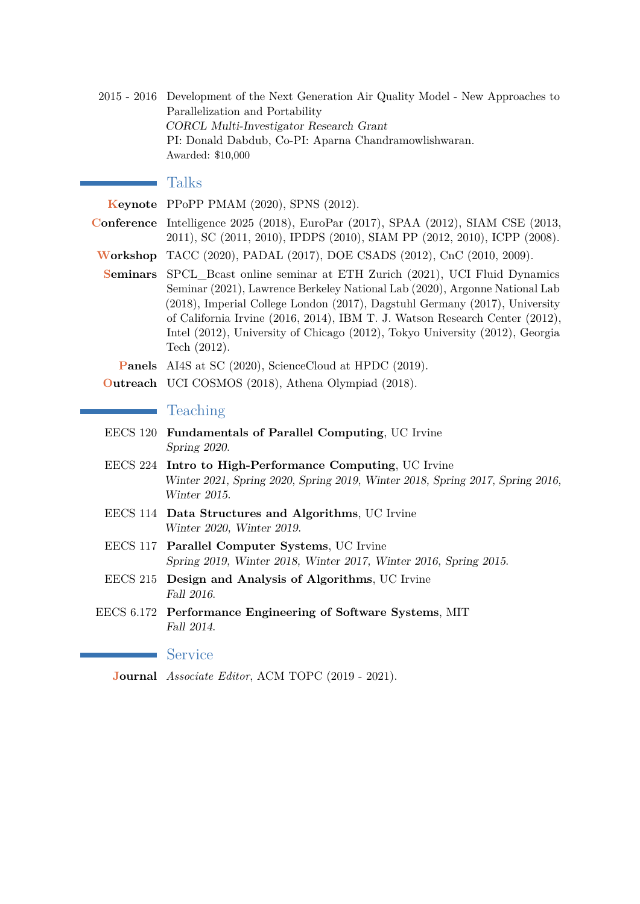2015 - 2016 Development of the Next Generation Air Quality Model - New Approaches to Parallelization and Portability
*CORCL Multi-Investigator Research Grant*
PI: Donald Dabdub, Co-PI: Aparna Chandramowlishwaran.
Awarded: $10,000

## Talks

**Keynote** PPoPP PMAM (2020), SPNS (2012).

**Conference** Intelligence 2025 (2018), EuroPar (2017), SPAA (2012), SIAM CSE (2013, 2011), SC (2011, 2010), IPDPS (2010), SIAM PP (2012, 2010), ICPP (2008).

**Workshop** TACC (2020), PADAL (2017), DOE CSADS (2012), CnC (2010, 2009).

**Seminars** SPCL_Bcast online seminar at ETH Zurich (2021), UCI Fluid Dynamics Seminar (2021), Lawrence Berkeley National Lab (2020), Argonne National Lab (2018), Imperial College London (2017), Dagstuhl Germany (2017), University of California Irvine (2016, 2014), IBM T. J. Watson Research Center (2012), Intel (2012), University of Chicago (2012), Tokyo University (2012), Georgia Tech (2012).

**Panels** AI4S at SC (2020), ScienceCloud at HPDC (2019).

**Outreach** UCI COSMOS (2018), Athena Olympiad (2018).

## Teaching

EECS 120 **Fundamentals of Parallel Computing**, UC Irvine
*Spring 2020.*

EECS 224 **Intro to High-Performance Computing**, UC Irvine
*Winter 2021, Spring 2020, Spring 2019, Winter 2018, Spring 2017, Spring 2016, Winter 2015.*

EECS 114 **Data Structures and Algorithms**, UC Irvine
*Winter 2020, Winter 2019.*

EECS 117 **Parallel Computer Systems**, UC Irvine
*Spring 2019, Winter 2018, Winter 2017, Winter 2016, Spring 2015.*

EECS 215 **Design and Analysis of Algorithms**, UC Irvine
*Fall 2016.*

EECS 6.172 **Performance Engineering of Software Systems**, MIT
*Fall 2014.*

## Service

**Journal** *Associate Editor*, ACM TOPC (2019 - 2021).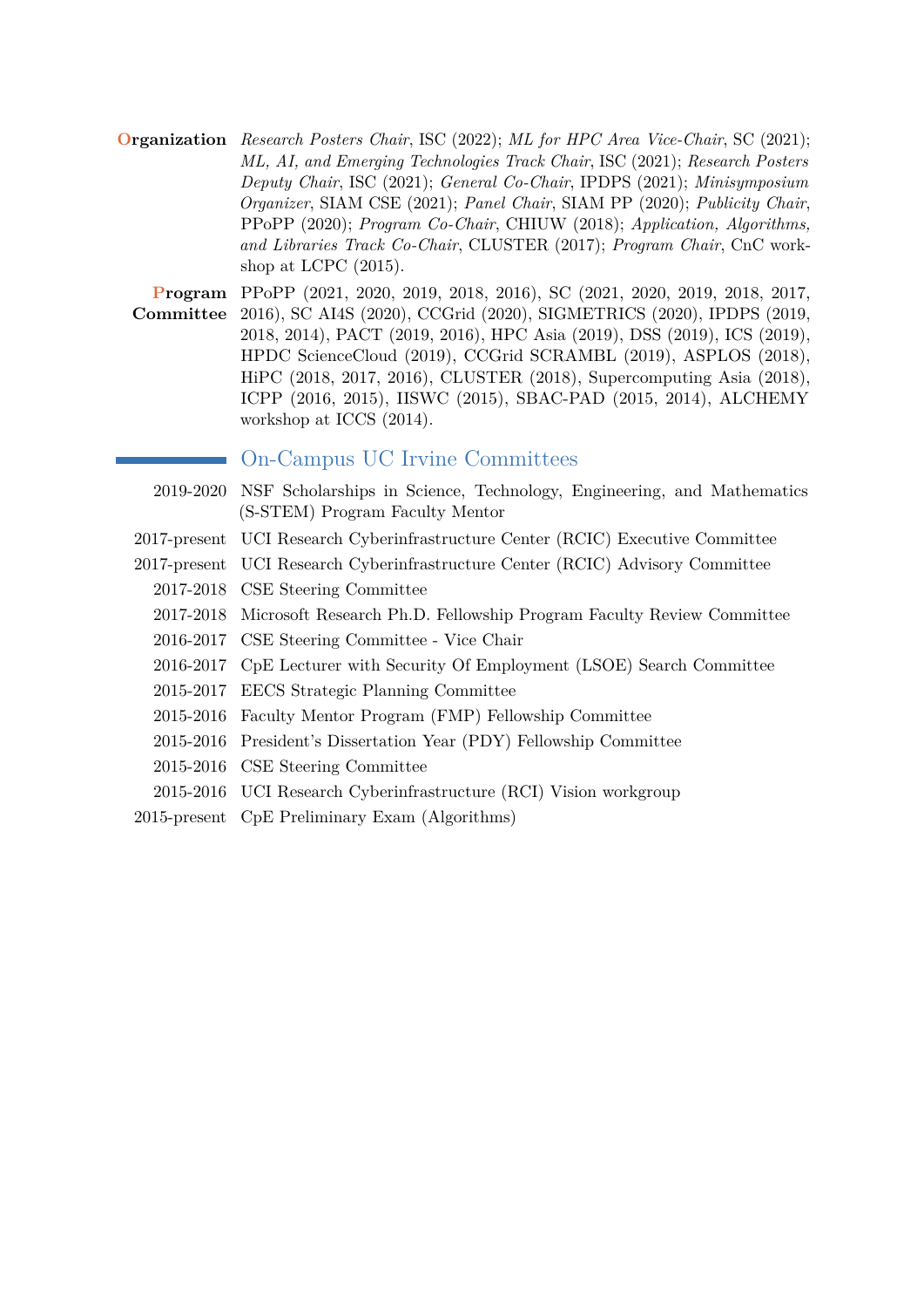**Organization** *Research Posters Chair*, ISC (2022); *ML for HPC Area Vice-Chair*, SC (2021); *ML, AI, and Emerging Technologies Track Chair*, ISC (2021); *Research Posters Deputy Chair*, ISC (2021); *General Co-Chair*, IPDPS (2021); *Minisymposium Organizer*, SIAM CSE (2021); *Panel Chair*, SIAM PP (2020); *Publicity Chair*, PPoPP (2020); *Program Co-Chair*, CHIUW (2018); *Application, Algorithms, and Libraries Track Co-Chair*, CLUSTER (2017); *Program Chair*, CnC workshop at LCPC (2015).

**Program Committee** PPoPP (2021, 2020, 2019, 2018, 2016), SC (2021, 2020, 2019, 2018, 2017, 2016), SC AI4S (2020), CCGrid (2020), SIGMETRICS (2020), IPDPS (2019, 2018, 2014), PACT (2019, 2016), HPC Asia (2019), DSS (2019), ICS (2019), HPDC ScienceCloud (2019), CCGrid SCRAMBL (2019), ASPLOS (2018), HiPC (2018, 2017, 2016), CLUSTER (2018), Supercomputing Asia (2018), ICPP (2016, 2015), IISWC (2015), SBAC-PAD (2015, 2014), ALCHEMY workshop at ICCS (2014).

## On-Campus UC Irvine Committees

- 2019-2020 NSF Scholarships in Science, Technology, Engineering, and Mathematics (S-STEM) Program Faculty Mentor
- 2017-present UCI Research Cyberinfrastructure Center (RCIC) Executive Committee
- 2017-present UCI Research Cyberinfrastructure Center (RCIC) Advisory Committee
- 2017-2018 CSE Steering Committee
- 2017-2018 Microsoft Research Ph.D. Fellowship Program Faculty Review Committee
- 2016-2017 CSE Steering Committee - Vice Chair
- 2016-2017 CpE Lecturer with Security Of Employment (LSOE) Search Committee
- 2015-2017 EECS Strategic Planning Committee
- 2015-2016 Faculty Mentor Program (FMP) Fellowship Committee
- 2015-2016 President's Dissertation Year (PDY) Fellowship Committee
- 2015-2016 CSE Steering Committee
- 2015-2016 UCI Research Cyberinfrastructure (RCI) Vision workgroup
- 2015-present CpE Preliminary Exam (Algorithms)